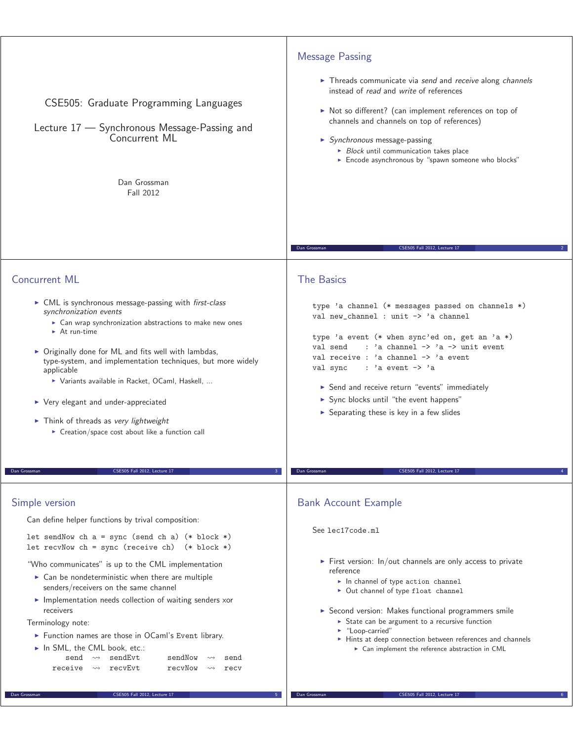# CSE505: Graduate Programming Languages

## Lecture 17 — Synchronous Message-Passing and Concurrent ML

Dan Grossman
Fall 2012

## Message Passing

- Threads communicate via *send* and *receive* along *channels* instead of *read* and *write* of references
- Not so different? (can implement references on top of channels and channels on top of references)
- *Synchronous* message-passing
  - *Block* until communication takes place
  - Encode asynchronous by "spawn someone who blocks"

## Concurrent ML

- CML is synchronous message-passing with *first-class synchronization events*
  - Can wrap synchronization abstractions to make new ones
  - At run-time
- Originally done for ML and fits well with lambdas, type-system, and implementation techniques, but more widely applicable
  - Variants available in Racket, OCaml, Haskell, ...
- Very elegant and under-appreciated
- Think of threads as *very lightweight*
  - Creation/space cost about like a function call

## The Basics

```
type 'a channel (* messages passed on channels *)
val new_channel : unit -> 'a channel

type 'a event (* when sync'ed on, get an 'a *)
val send    : 'a channel -> 'a -> unit event
val receive : 'a channel -> 'a event
val sync    : 'a event -> 'a
```

- Send and receive return "events" immediately
- Sync blocks until "the event happens"
- Separating these is key in a few slides

## Simple version

Can define helper functions by trival composition:

```
let sendNow ch a = sync (send ch a) (* block *)
let recvNow ch = sync (receive ch)  (* block *)
```

"Who communicates" is up to the CML implementation

- Can be nondeterministic when there are multiple senders/receivers on the same channel
- Implementation needs collection of waiting senders xor receivers

Terminology note:

- Function names are those in OCaml's `Event` library.
- In SML, the CML book, etc.:

| | | | | | |
|---|---|---|---|---|---|
| `send` | ⇝ | `sendEvt` | `sendNow` | ⇝ | `send` |
| `receive` | ⇝ | `recvEvt` | `recvNow` | ⇝ | `recv` |

## Bank Account Example

See `lec17code.ml`

- First version: In/out channels are only access to private reference
  - In channel of type `action channel`
  - Out channel of type `float channel`
- Second version: Makes functional programmers smile
  - State can be argument to a recursive function
  - "Loop-carried"
  - Hints at deep connection between references and channels
    - Can implement the reference abstraction in CML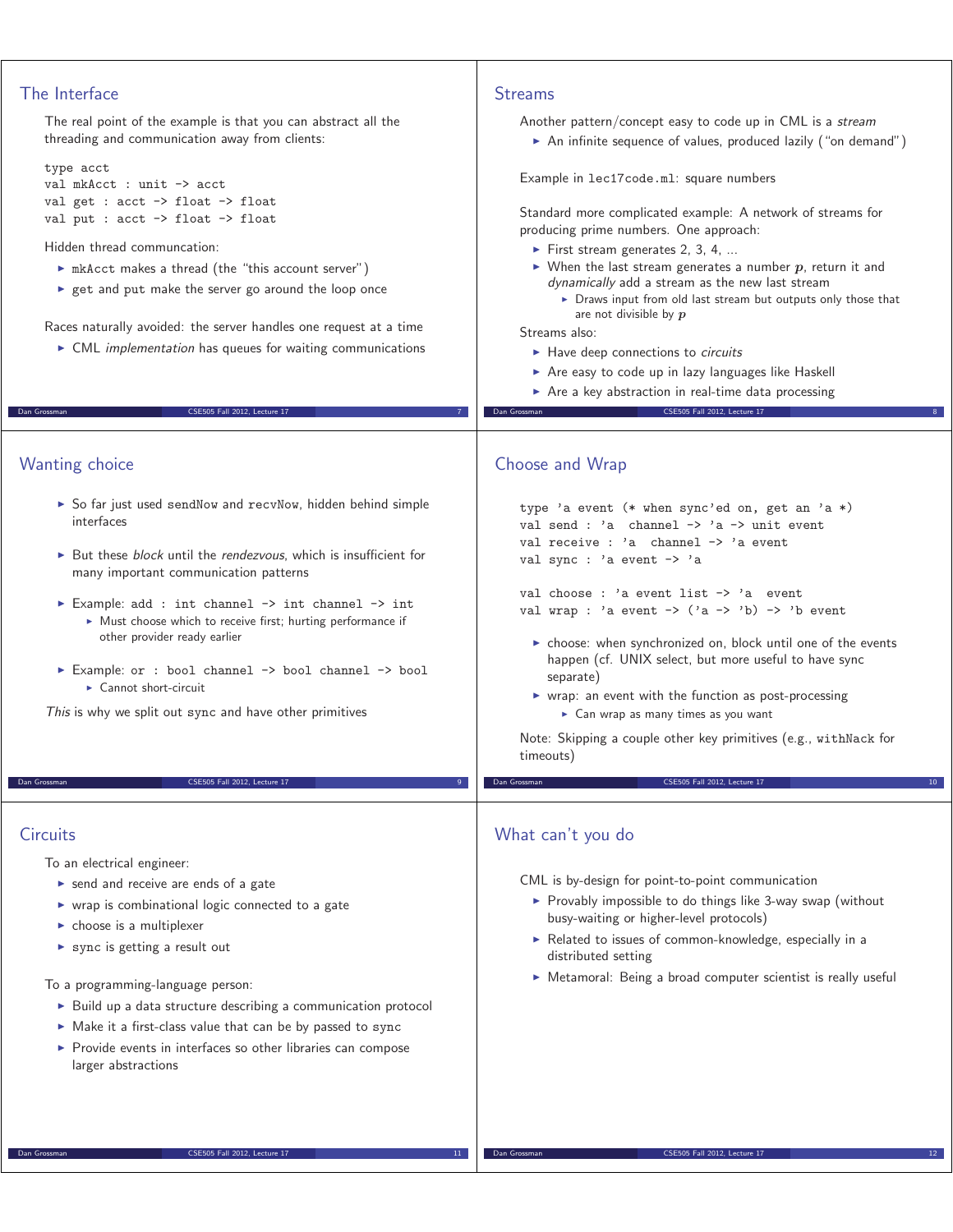## The Interface

The real point of the example is that you can abstract all the threading and communication away from clients:

```
type acct
val mkAcct : unit -> acct
val get : acct -> float -> float
val put : acct -> float -> float
```

Hidden thread communcation:

- `mkAcct` makes a thread (the "this account server")
- `get` and `put` make the server go around the loop once

Races naturally avoided: the server handles one request at a time

- CML *implementation* has queues for waiting communications

## Streams

Another pattern/concept easy to code up in CML is a *stream*

- An infinite sequence of values, produced lazily ("on demand")

Example in `lec17code.ml`: square numbers

Standard more complicated example: A network of streams for producing prime numbers. One approach:

- First stream generates 2, 3, 4, ...
- When the last stream generates a number $p$, return it and *dynamically* add a stream as the new last stream
  - Draws input from old last stream but outputs only those that are not divisible by $p$

Streams also:

- Have deep connections to *circuits*
- Are easy to code up in lazy languages like Haskell
- Are a key abstraction in real-time data processing

## Wanting choice

- So far just used `sendNow` and `recvNow`, hidden behind simple interfaces
- But these *block* until the *rendezvous*, which is insufficient for many important communication patterns
- Example: `add : int channel -> int channel -> int`
  - Must choose which to receive first; hurting performance if other provider ready earlier
- Example: `or : bool channel -> bool channel -> bool`
  - Cannot short-circuit

*This* is why we split out `sync` and have other primitives

## Choose and Wrap

```
type 'a event (* when sync'ed on, get an 'a *)
val send : 'a  channel -> 'a -> unit event
val receive : 'a  channel -> 'a event
val sync : 'a event -> 'a

val choose : 'a event list -> 'a  event
val wrap : 'a event -> ('a -> 'b) -> 'b event
```

- choose: when synchronized on, block until one of the events happen (cf. UNIX select, but more useful to have sync separate)
- wrap: an event with the function as post-processing
  - Can wrap as many times as you want

Note: Skipping a couple other key primitives (e.g., `withNack` for timeouts)

## Circuits

To an electrical engineer:

- send and receive are ends of a gate
- wrap is combinational logic connected to a gate
- choose is a multiplexer
- `sync` is getting a result out

To a programming-language person:

- Build up a data structure describing a communication protocol
- Make it a first-class value that can be by passed to `sync`
- Provide events in interfaces so other libraries can compose larger abstractions

## What can't you do

CML is by-design for point-to-point communication

- Provably impossible to do things like 3-way swap (without busy-waiting or higher-level protocols)
- Related to issues of common-knowledge, especially in a distributed setting
- Metamoral: Being a broad computer scientist is really useful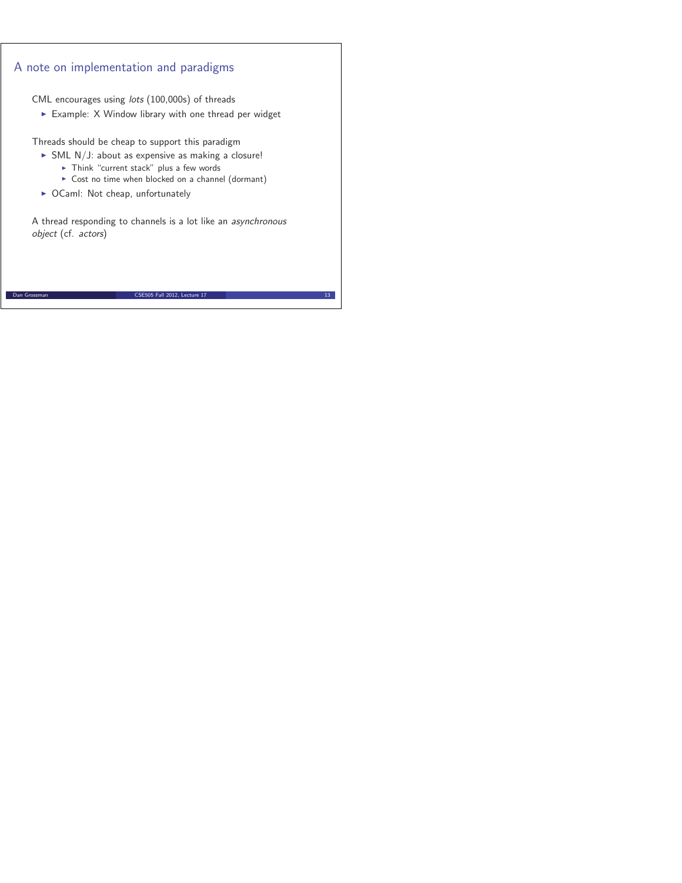## A note on implementation and paradigms

CML encourages using *lots* (100,000s) of threads

- Example: X Window library with one thread per widget

Threads should be cheap to support this paradigm

- SML N/J: about as expensive as making a closure!
  - Think "current stack" plus a few words
  - Cost no time when blocked on a channel (dormant)
- OCaml: Not cheap, unfortunately

A thread responding to channels is a lot like an *asynchronous object* (cf. *actors*)